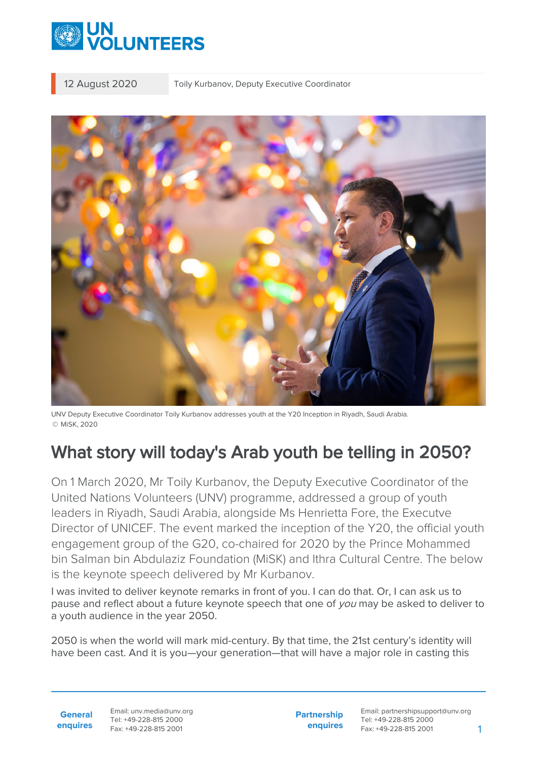12 August 2020 Toily Kurbanov, Deputy Executive Coordinator

UNV Deputy Executive Coordinator Toily Kurbanov addresses youth at the Y20 Inception in Riyadh, Saudi Arabia. © MiSK, 2020

# What story will today's Arab youth be telling in 2050?

On 1 March 2020, Mr Toily Kurbanov, the Deputy Executive Coordinator of the United Nations Volunteers (UNV) programme, addressed a group of youth leaders in Riyadh, Saudi Arabia, alongside Ms Henrietta Fore, the Executve Director of UNICEF. The event marked the inception of the Y20, the official youth engagement group of the G20, co-chaired for 2020 by the Prince Mohammed bin Salman bin Abdulaziz Foundation (MiSK) and Ithra Cultural Centre. The below is the keynote speech delivered by Mr Kurbanov.

I was invited to deliver keynote remarks in front of you. I can do that. Or, I can ask us to pause and reflect about a future keynote speech that one of *you* may be asked to deliver to a youth audience in the year 2050.

2050 is when the world will mark mid-century. By that time, the 21st century's identity will have been cast. And it is you—your generation—that will have a major role in casting this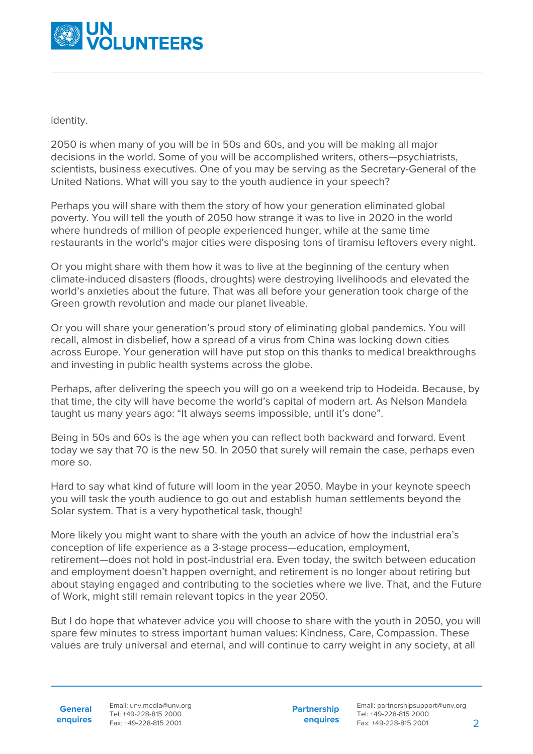identity.

2050 is when many of you will be in 50s and 60s, and you will be making all major decisions in the world. Some of you will be accomplished writers, others—psychiatrists, scientists, business executives. One of you may be serving as the Secretary-General of the United Nations. What will you say to the youth audience in your speech?

Perhaps you will share with them the story of how your generation eliminated global poverty. You will tell the youth of 2050 how strange it was to live in 2020 in the world where hundreds of million of people experienced hunger, while at the same time restaurants in the world's major cities were disposing tons of tiramisu leftovers every night.

Or you might share with them how it was to live at the beginning of the century when climate-induced disasters (floods, droughts) were destroying livelihoods and elevated the world's anxieties about the future. That was all before your generation took charge of the Green growth revolution and made our planet liveable.

Or you will share your generation's proud story of eliminating global pandemics. You will recall, almost in disbelief, how a spread of a virus from China was locking down cities across Europe. Your generation will have put stop on this thanks to medical breakthroughs and investing in public health systems across the globe.

Perhaps, after delivering the speech you will go on a weekend trip to Hodeida. Because, by that time, the city will have become the world's capital of modern art. As Nelson Mandela taught us many years ago: "It always seems impossible, until it's done".

Being in 50s and 60s is the age when you can reflect both backward and forward. Event today we say that 70 is the new 50. In 2050 that surely will remain the case, perhaps even more so.

Hard to say what kind of future will loom in the year 2050. Maybe in your keynote speech you will task the youth audience to go out and establish human settlements beyond the Solar system. That is a very hypothetical task, though!

More likely you might want to share with the youth an advice of how the industrial era's conception of life experience as a 3-stage process—education, employment, retirement—does not hold in post-industrial era. Even today, the switch between education and employment doesn't happen overnight, and retirement is no longer about retiring but about staying engaged and contributing to the societies where we live. That, and the Future of Work, might still remain relevant topics in the year 2050.

But I do hope that whatever advice you will choose to share with the youth in 2050, you will spare few minutes to stress important human values: Kindness, Care, Compassion. These values are truly universal and eternal, and will continue to carry weight in any society, at all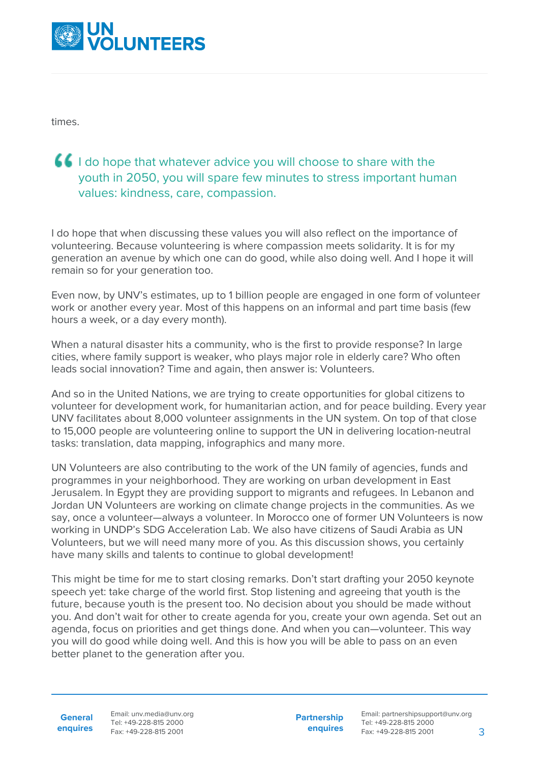times.

> I do hope that whatever advice you will choose to share with the youth in 2050, you will spare few minutes to stress important human values: kindness, care, compassion.

I do hope that when discussing these values you will also reflect on the importance of volunteering. Because volunteering is where compassion meets solidarity. It is for my generation an avenue by which one can do good, while also doing well. And I hope it will remain so for your generation too.

Even now, by UNV's estimates, up to 1 billion people are engaged in one form of volunteer work or another every year. Most of this happens on an informal and part time basis (few hours a week, or a day every month).

When a natural disaster hits a community, who is the first to provide response? In large cities, where family support is weaker, who plays major role in elderly care? Who often leads social innovation? Time and again, then answer is: Volunteers.

And so in the United Nations, we are trying to create opportunities for global citizens to volunteer for development work, for humanitarian action, and for peace building. Every year UNV facilitates about 8,000 volunteer assignments in the UN system. On top of that close to 15,000 people are volunteering online to support the UN in delivering location-neutral tasks: translation, data mapping, infographics and many more.

UN Volunteers are also contributing to the work of the UN family of agencies, funds and programmes in your neighborhood. They are working on urban development in East Jerusalem. In Egypt they are providing support to migrants and refugees. In Lebanon and Jordan UN Volunteers are working on climate change projects in the communities. As we say, once a volunteer—always a volunteer. In Morocco one of former UN Volunteers is now working in UNDP's SDG Acceleration Lab. We also have citizens of Saudi Arabia as UN Volunteers, but we will need many more of you. As this discussion shows, you certainly have many skills and talents to continue to global development!

This might be time for me to start closing remarks. Don't start drafting your 2050 keynote speech yet: take charge of the world first. Stop listening and agreeing that youth is the future, because youth is the present too. No decision about you should be made without you. And don't wait for other to create agenda for you, create your own agenda. Set out an agenda, focus on priorities and get things done. And when you can—volunteer. This way you will do good while doing well. And this is how you will be able to pass on an even better planet to the generation after you.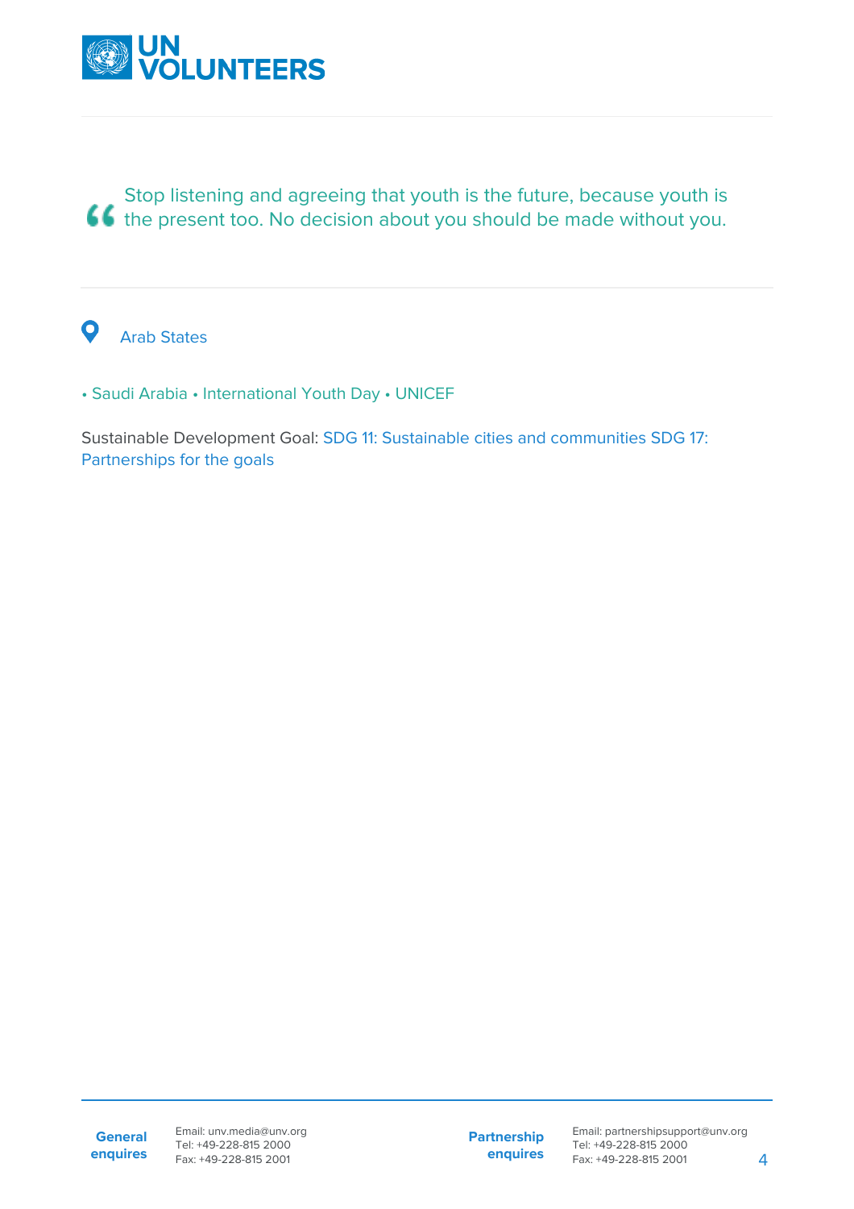> Stop listening and agreeing that youth is the future, because youth is the present too. No decision about you should be made without you.

Arab States

• Saudi Arabia • International Youth Day • UNICEF

Sustainable Development Goal: SDG 11: Sustainable cities and communities SDG 17: Partnerships for the goals